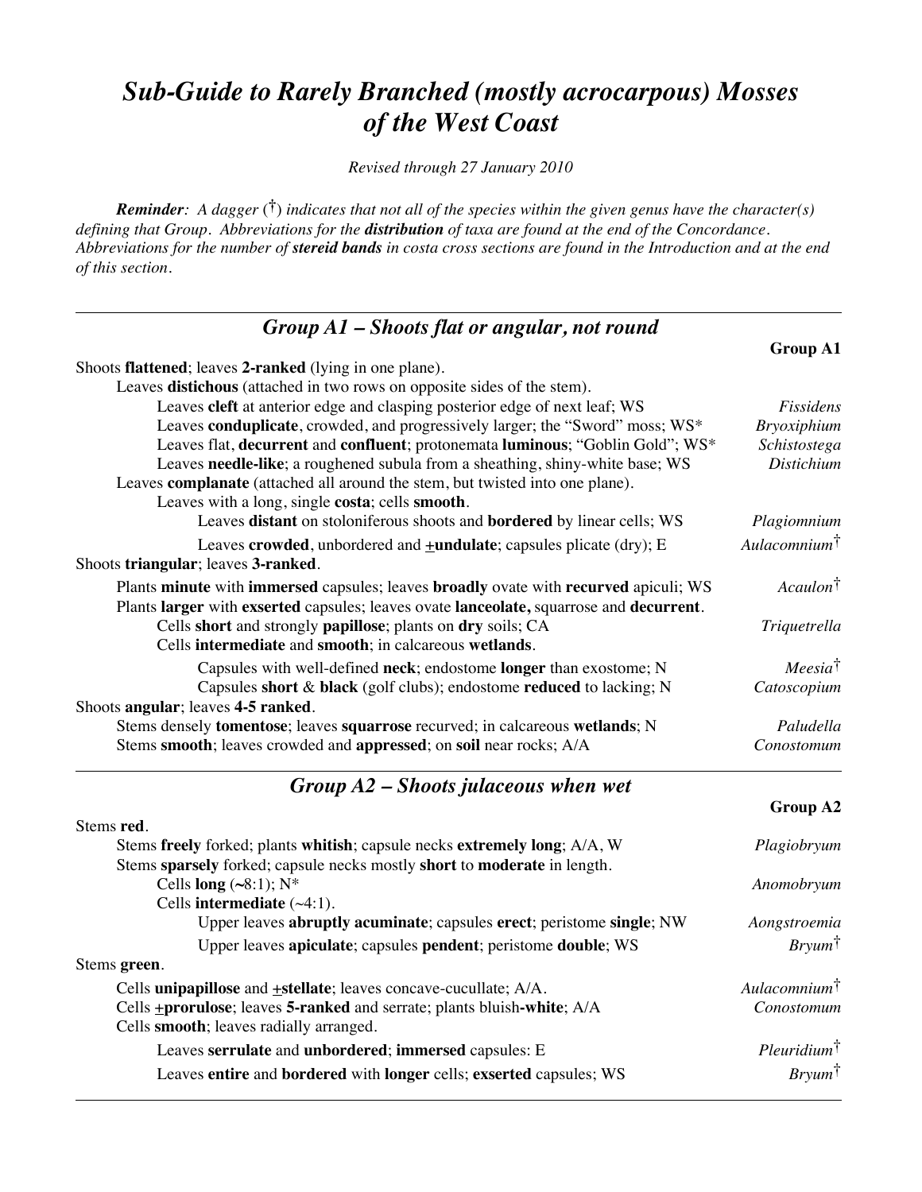# *Sub-Guide to Rarely Branched (mostly acrocarpous) Mosses of the West Coast*

*Revised through 27 January 2010*

***Reminder**: A dagger (†) indicates that not all of the species within the given genus have the character(s) defining that Group. Abbreviations for the **distribution** of taxa are found at the end of the Concordance. Abbreviations for the number of **stereid bands** in costa cross sections are found in the Introduction and at the end of this section.*

---

## *Group A1 – Shoots flat or angular, not round*

**Group A1**

Shoots **flattened**; leaves **2-ranked** (lying in one plane).

- Leaves **distichous** (attached in two rows on opposite sides of the stem).
  - Leaves **cleft** at anterior edge and clasping posterior edge of next leaf; WS — *Fissidens*
  - Leaves **conduplicate**, crowded, and progressively larger; the "Sword" moss; WS* — *Bryoxiphium*
  - Leaves flat, **decurrent** and **confluent**; protonemata **luminous**; "Goblin Gold"; WS* — *Schistostega*
  - Leaves **needle-like**; a roughened subula from a sheathing, shiny-white base; WS — *Distichium*
- Leaves **complanate** (attached all around the stem, but twisted into one plane).
  - Leaves with a long, single **costa**; cells **smooth**.
    - Leaves **distant** on stoloniferous shoots and **bordered** by linear cells; WS — *Plagiomnium*
    - Leaves **crowded**, unbordered and **±undulate**; capsules plicate (dry); E — *Aulacomnium*†

Shoots **triangular**; leaves **3-ranked**.

- Plants **minute** with **immersed** capsules; leaves **broadly** ovate with **recurved** apiculi; WS — *Acaulon*†
- Plants **larger** with **exserted** capsules; leaves ovate **lanceolate,** squarrose and **decurrent**.
  - Cells **short** and strongly **papillose**; plants on **dry** soils; CA — *Triquetrella*
  - Cells **intermediate** and **smooth**; in calcareous **wetlands**.
    - Capsules with well-defined **neck**; endostome **longer** than exostome; N — *Meesia*†
    - Capsules **short** & **black** (golf clubs); endostome **reduced** to lacking; N — *Catoscopium*

Shoots **angular**; leaves **4-5 ranked**.

- Stems densely **tomentose**; leaves **squarrose** recurved; in calcareous **wetlands**; N — *Paludella*
- Stems **smooth**; leaves crowded and **appressed**; on **soil** near rocks; A/A — *Conostomum*

---

## *Group A2 – Shoots julaceous when wet*

**Group A2**

Stems **red**.

- Stems **freely** forked; plants **whitish**; capsule necks **extremely long**; A/A, W — *Plagiobryum*
- Stems **sparsely** forked; capsule necks mostly **short** to **moderate** in length.
  - Cells **long** (~8:1); N* — *Anomobryum*
  - Cells **intermediate** (~4:1).
    - Upper leaves **abruptly acuminate**; capsules **erect**; peristome **single**; NW — *Aongstroemia*
    - Upper leaves **apiculate**; capsules **pendent**; peristome **double**; WS — *Bryum*†

Stems **green**.

- Cells **unipapillose** and **±stellate**; leaves concave-cucullate; A/A. — *Aulacomnium*†
- Cells **±prorulose**; leaves **5-ranked** and serrate; plants bluish**-white**; A/A — *Conostomum*
- Cells **smooth**; leaves radially arranged.
  - Leaves **serrulate** and **unbordered**; **immersed** capsules: E — *Pleuridium*†
  - Leaves **entire** and **bordered** with **longer** cells; **exserted** capsules; WS — *Bryum*†

---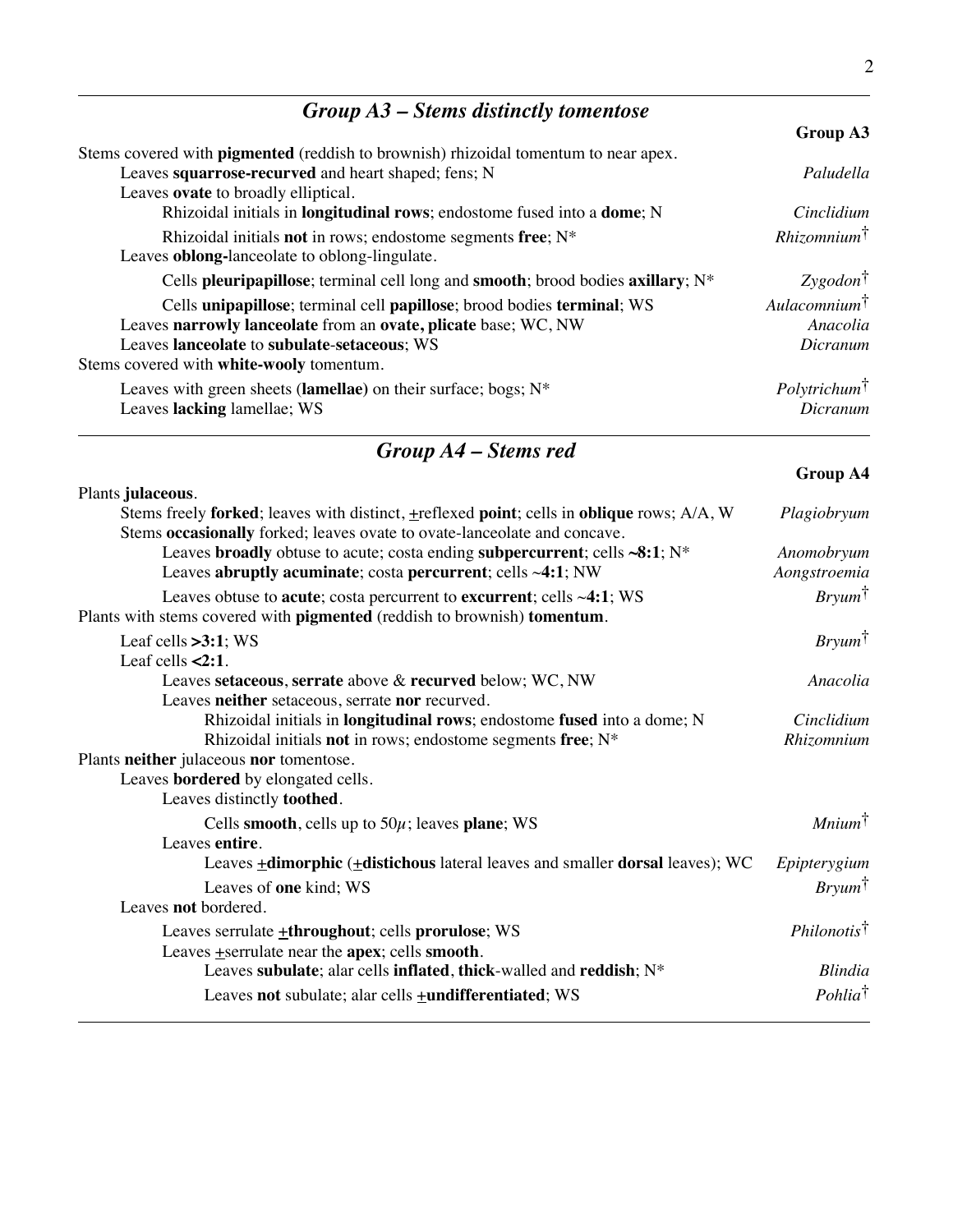## *Group A3 – Stems distinctly tomentose*

**Group A3**

Stems covered with **pigmented** (reddish to brownish) rhizoidal tomentum to near apex.
- Leaves **squarrose-recurved** and heart shaped; fens; N — *Paludella*
- Leaves **ovate** to broadly elliptical.
  - Rhizoidal initials in **longitudinal rows**; endostome fused into a **dome**; N — *Cinclidium*
  - Rhizoidal initials **not** in rows; endostome segments **free**; N* — *Rhizomnium*†
- Leaves **oblong-**lanceolate to oblong-lingulate.
  - Cells **pleuripapillose**; terminal cell long and **smooth**; brood bodies **axillary**; N* — *Zygodon*†
  - Cells **unipapillose**; terminal cell **papillose**; brood bodies **terminal**; WS — *Aulacomnium*†
- Leaves **narrowly lanceolate** from an **ovate, plicate** base; WC, NW — *Anacolia*
- Leaves **lanceolate** to **subulate**-**setaceous**; WS — *Dicranum*

Stems covered with **white-wooly** tomentum.
- Leaves with green sheets (**lamellae)** on their surface; bogs; N* — *Polytrichum*†
- Leaves **lacking** lamellae; WS — *Dicranum*

## *Group A4 – Stems red*

**Group A4**

Plants **julaceous**.
- Stems freely **forked**; leaves with distinct, ±reflexed **point**; cells in **oblique** rows; A/A, W — *Plagiobryum*
- Stems **occasionally** forked; leaves ovate to ovate-lanceolate and concave.
  - Leaves **broadly** obtuse to acute; costa ending **subpercurrent**; cells **~8:1**; N* — *Anomobryum*
  - Leaves **abruptly acuminate**; costa **percurrent**; cells ~**4:1**; NW — *Aongstroemia*
  - Leaves obtuse to **acute**; costa percurrent to **excurrent**; cells ~**4:1**; WS — *Bryum*†

Plants with stems covered with **pigmented** (reddish to brownish) **tomentum**.
- Leaf cells **>3:1**; WS — *Bryum*†
- Leaf cells **<2:1**.
  - Leaves **setaceous**, **serrate** above & **recurved** below; WC, NW — *Anacolia*
  - Leaves **neither** setaceous, serrate **nor** recurved.
    - Rhizoidal initials in **longitudinal rows**; endostome **fused** into a dome; N — *Cinclidium*
    - Rhizoidal initials **not** in rows; endostome segments **free**; N* — *Rhizomnium*

Plants **neither** julaceous **nor** tomentose.
- Leaves **bordered** by elongated cells.
  - Leaves distinctly **toothed**.
    - Cells **smooth**, cells up to 50$\mu$; leaves **plane**; WS — *Mnium*†
  - Leaves **entire**.
    - Leaves **±dimorphic** (**±distichous** lateral leaves and smaller **dorsal** leaves); WC — *Epipterygium*
    - Leaves of **one** kind; WS — *Bryum*†
- Leaves **not** bordered.
  - Leaves serrulate **±throughout**; cells **prorulose**; WS — *Philonotis*†
  - Leaves ±serrulate near the **apex**; cells **smooth**.
    - Leaves **subulate**; alar cells **inflated**, **thick**-walled and **reddish**; N* — *Blindia*
    - Leaves **not** subulate; alar cells **±undifferentiated**; WS — *Pohlia*†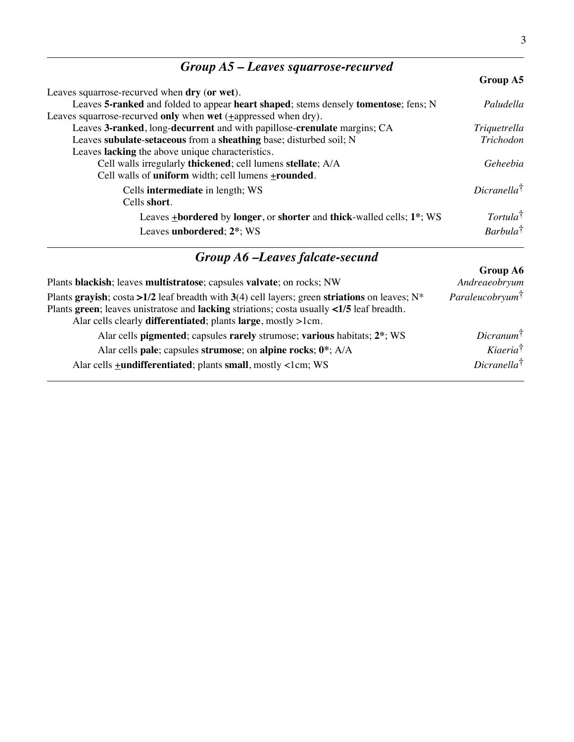## *Group A5 – Leaves squarrose-recurved*

| | **Group A5** |
|---|---|
| Leaves squarrose-recurved when **dry** (**or wet**). | |
| &nbsp;&nbsp;&nbsp;&nbsp;Leaves **5-ranked** and folded to appear **heart shaped**; stems densely **tomentose**; fens; N | *Paludella* |
| Leaves squarrose-recurved **only** when **wet** (±appressed when dry). | |
| &nbsp;&nbsp;&nbsp;&nbsp;Leaves **3-ranked**, long-**decurrent** and with papillose-**crenulate** margins; CA | *Triquetrella* |
| &nbsp;&nbsp;&nbsp;&nbsp;Leaves **subulate**-**setaceous** from a **sheathing** base; disturbed soil; N | *Trichodon* |
| &nbsp;&nbsp;&nbsp;&nbsp;Leaves **lacking** the above unique characteristics. | |
| &nbsp;&nbsp;&nbsp;&nbsp;&nbsp;&nbsp;&nbsp;&nbsp;Cell walls irregularly **thickened**; cell lumens **stellate**; A/A | *Geheebia* |
| &nbsp;&nbsp;&nbsp;&nbsp;&nbsp;&nbsp;&nbsp;&nbsp;Cell walls of **uniform** width; cell lumens **±rounded**. | |
| &nbsp;&nbsp;&nbsp;&nbsp;&nbsp;&nbsp;&nbsp;&nbsp;&nbsp;&nbsp;&nbsp;&nbsp;Cells **intermediate** in length; WS | *Dicranella*† |
| &nbsp;&nbsp;&nbsp;&nbsp;&nbsp;&nbsp;&nbsp;&nbsp;&nbsp;&nbsp;&nbsp;&nbsp;Cells **short**. | |
| &nbsp;&nbsp;&nbsp;&nbsp;&nbsp;&nbsp;&nbsp;&nbsp;&nbsp;&nbsp;&nbsp;&nbsp;&nbsp;&nbsp;&nbsp;&nbsp;Leaves **±bordered** by **longer**, or **shorter** and **thick**-walled cells; **1***; WS | *Tortula*† |
| &nbsp;&nbsp;&nbsp;&nbsp;&nbsp;&nbsp;&nbsp;&nbsp;&nbsp;&nbsp;&nbsp;&nbsp;&nbsp;&nbsp;&nbsp;&nbsp;Leaves **unbordered**; **2***; WS | *Barbula*† |

## *Group A6 –Leaves falcate-secund*

| | **Group A6** |
|---|---|
| Plants **blackish**; leaves **multistratose**; capsules **valvate**; on rocks; NW | *Andreaeobryum* |
| Plants **grayish**; costa **>1/2** leaf breadth with **3**(4) cell layers; green **striations** on leaves; N* | *Paraleucobryum*† |
| Plants **green**; leaves unistratose and **lacking** striations; costa usually **<1/5** leaf breadth. | |
| &nbsp;&nbsp;&nbsp;&nbsp;Alar cells clearly **differentiated**; plants **large**, mostly >1cm. | |
| &nbsp;&nbsp;&nbsp;&nbsp;&nbsp;&nbsp;&nbsp;&nbsp;Alar cells **pigmented**; capsules **rarely** strumose; **various** habitats; **2***; WS | *Dicranum*† |
| &nbsp;&nbsp;&nbsp;&nbsp;&nbsp;&nbsp;&nbsp;&nbsp;Alar cells **pale**; capsules **strumose**; on **alpine rocks**; **0***; A/A | *Kiaeria*† |
| &nbsp;&nbsp;&nbsp;&nbsp;Alar cells **±undifferentiated**; plants **small**, mostly <1cm; WS | *Dicranella*† |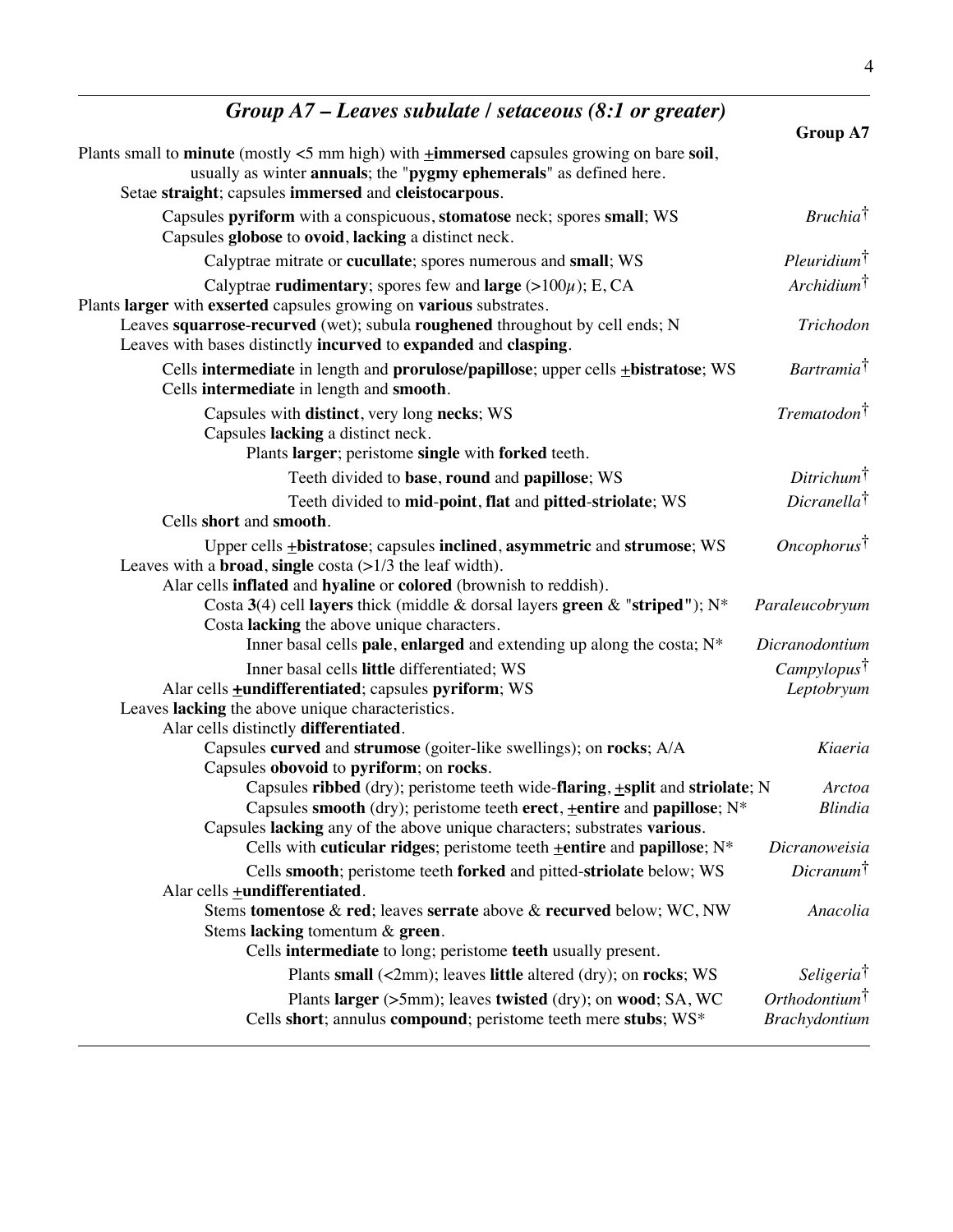## *Group A7 – Leaves subulate / setaceous (8:1 or greater)*

**Group A7**

Plants small to **minute** (mostly <5 mm high) with **±immersed** capsules growing on bare **soil**, usually as winter **annuals**; the "**pygmy ephemerals**" as defined here.

- Setae **straight**; capsules **immersed** and **cleistocarpous**.
  - Capsules **pyriform** with a conspicuous, **stomatose** neck; spores **small**; WS — *Bruchia*†
  - Capsules **globose** to **ovoid**, **lacking** a distinct neck.
    - Calyptrae mitrate or **cucullate**; spores numerous and **small**; WS — *Pleuridium*†
    - Calyptrae **rudimentary**; spores few and **large** (>100$\mu$); E, CA — *Archidium*†

Plants **larger** with **exserted** capsules growing on **various** substrates.

- Leaves **squarrose**-**recurved** (wet); subula **roughened** throughout by cell ends; N — *Trichodon*
- Leaves with bases distinctly **incurved** to **expanded** and **clasping**.
  - Cells **intermediate** in length and **prorulose/papillose**; upper cells **±bistratose**; WS — *Bartramia*†
  - Cells **intermediate** in length and **smooth**.
    - Capsules with **distinct**, very long **necks**; WS — *Trematodon*†
    - Capsules **lacking** a distinct neck.
      - Plants **larger**; peristome **single** with **forked** teeth.
        - Teeth divided to **base**, **round** and **papillose**; WS — *Ditrichum*†
        - Teeth divided to **mid**-**point**, **flat** and **pitted**-**striolate**; WS — *Dicranella*†
  - Cells **short** and **smooth**.
    - Upper cells **±bistratose**; capsules **inclined**, **asymmetric** and **strumose**; WS — *Oncophorus*†
- Leaves with a **broad**, **single** costa (>1/3 the leaf width).
  - Alar cells **inflated** and **hyaline** or **colored** (brownish to reddish).
    - Costa **3**(4) cell **layers** thick (middle & dorsal layers **green** & "**striped**"); N* — *Paraleucobryum*
    - Costa **lacking** the above unique characters.
      - Inner basal cells **pale**, **enlarged** and extending up along the costa; N* — *Dicranodontium*
      - Inner basal cells **little** differentiated; WS — *Campylopus*†
  - Alar cells **±undifferentiated**; capsules **pyriform**; WS — *Leptobryum*
- Leaves **lacking** the above unique characteristics.
  - Alar cells distinctly **differentiated**.
    - Capsules **curved** and **strumose** (goiter-like swellings); on **rocks**; A/A — *Kiaeria*
    - Capsules **obovoid** to **pyriform**; on **rocks**.
      - Capsules **ribbed** (dry); peristome teeth wide-**flaring**, **±split** and **striolate**; N — *Arctoa*
      - Capsules **smooth** (dry); peristome teeth **erect**, **±entire** and **papillose**; N* — *Blindia*
    - Capsules **lacking** any of the above unique characters; substrates **various**.
      - Cells with **cuticular ridges**; peristome teeth **±entire** and **papillose**; N* — *Dicranoweisia*
      - Cells **smooth**; peristome teeth **forked** and pitted-**striolate** below; WS — *Dicranum*†
  - Alar cells **±undifferentiated**.
    - Stems **tomentose** & **red**; leaves **serrate** above & **recurved** below; WC, NW — *Anacolia*
    - Stems **lacking** tomentum & **green**.
      - Cells **intermediate** to long; peristome **teeth** usually present.
        - Plants **small** (<2mm); leaves **little** altered (dry); on **rocks**; WS — *Seligeria*†
        - Plants **larger** (>5mm); leaves **twisted** (dry); on **wood**; SA, WC — *Orthodontium*†
      - Cells **short**; annulus **compound**; peristome teeth mere **stubs**; WS* — *Brachydontium*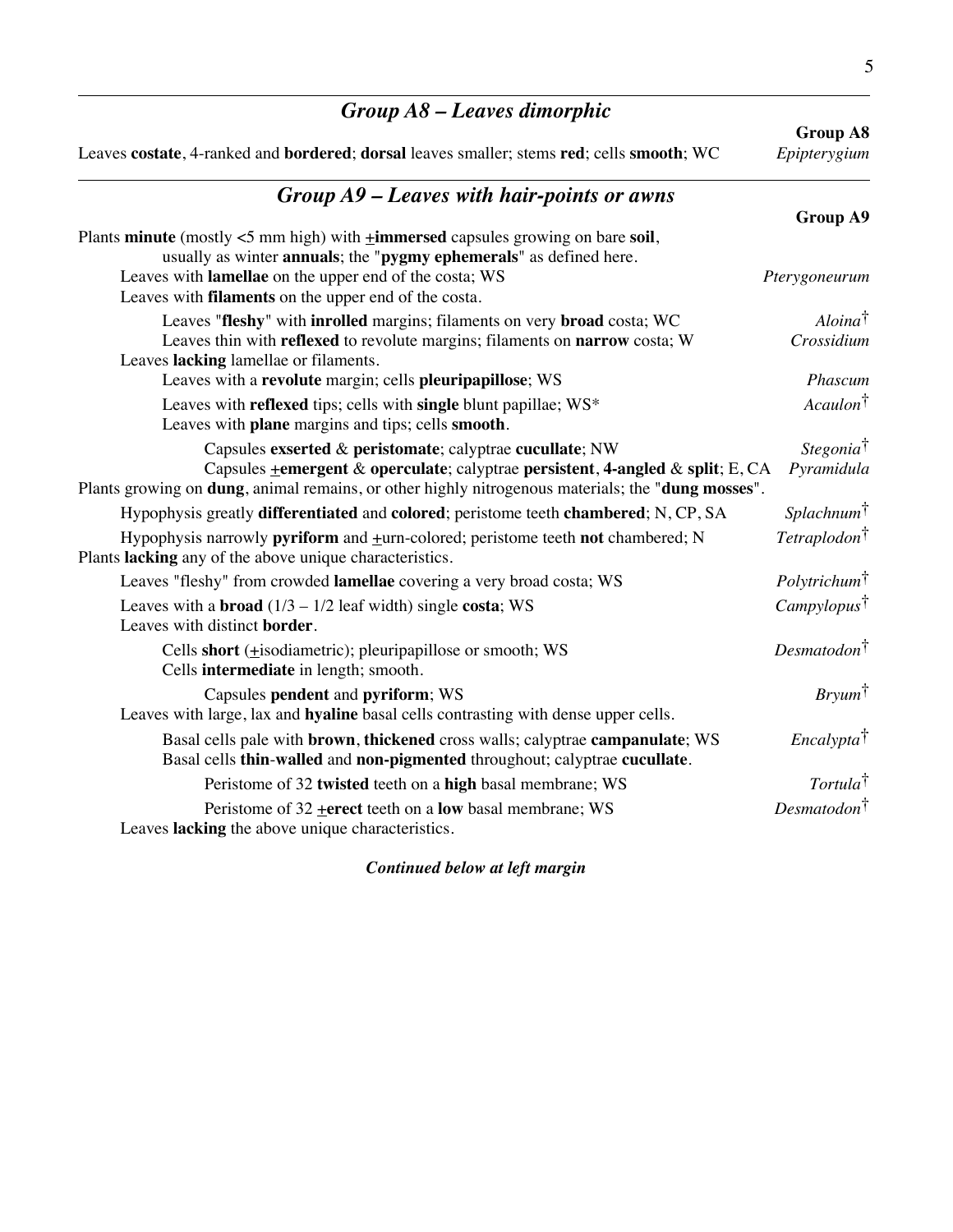## *Group A8 – Leaves dimorphic*

**Group A8**

Leaves **costate**, 4-ranked and **bordered**; **dorsal** leaves smaller; stems **red**; cells **smooth**; WC — *Epipterygium*

## *Group A9 – Leaves with hair-points or awns*

**Group A9**

Plants **minute** (mostly <5 mm high) with **±immersed** capsules growing on bare **soil**, usually as winter **annuals**; the "**pygmy ephemerals**" as defined here.

- Leaves with **lamellae** on the upper end of the costa; WS — *Pterygoneurum*
- Leaves with **filaments** on the upper end of the costa.
    - Leaves "**fleshy**" with **inrolled** margins; filaments on very **broad** costa; WC — *Aloina*†
    - Leaves thin with **reflexed** to revolute margins; filaments on **narrow** costa; W — *Crossidium*
- Leaves **lacking** lamellae or filaments.
    - Leaves with a **revolute** margin; cells **pleuripapillose**; WS — *Phascum*
    - Leaves with **reflexed** tips; cells with **single** blunt papillae; WS* — *Acaulon*†
    - Leaves with **plane** margins and tips; cells **smooth**.
        - Capsules **exserted** & **peristomate**; calyptrae **cucullate**; NW — *Stegonia*†
        - Capsules **±emergent** & **operculate**; calyptrae **persistent**, **4-angled** & **split**; E, CA — *Pyramidula*

Plants growing on **dung**, animal remains, or other highly nitrogenous materials; the "**dung mosses**".

- Hypophysis greatly **differentiated** and **colored**; peristome teeth **chambered**; N, CP, SA — *Splachnum*†
- Hypophysis narrowly **pyriform** and ±urn-colored; peristome teeth **not** chambered; N — *Tetraplodon*†

Plants **lacking** any of the above unique characteristics.

- Leaves "fleshy" from crowded **lamellae** covering a very broad costa; WS — *Polytrichum*†
- Leaves with a **broad** (1/3 – 1/2 leaf width) single **costa**; WS — *Campylopus*†
- Leaves with distinct **border**.
    - Cells **short** (±isodiametric); pleuripapillose or smooth; WS — *Desmatodon*†
    - Cells **intermediate** in length; smooth.
        - Capsules **pendent** and **pyriform**; WS — *Bryum*†
- Leaves with large, lax and **hyaline** basal cells contrasting with dense upper cells.
    - Basal cells pale with **brown**, **thickened** cross walls; calyptrae **campanulate**; WS — *Encalypta*†
    - Basal cells **thin**-**walled** and **non-pigmented** throughout; calyptrae **cucullate**.
        - Peristome of 32 **twisted** teeth on a **high** basal membrane; WS — *Tortula*†
        - Peristome of 32 **±erect** teeth on a **low** basal membrane; WS — *Desmatodon*†
- Leaves **lacking** the above unique characteristics.

***Continued below at left margin***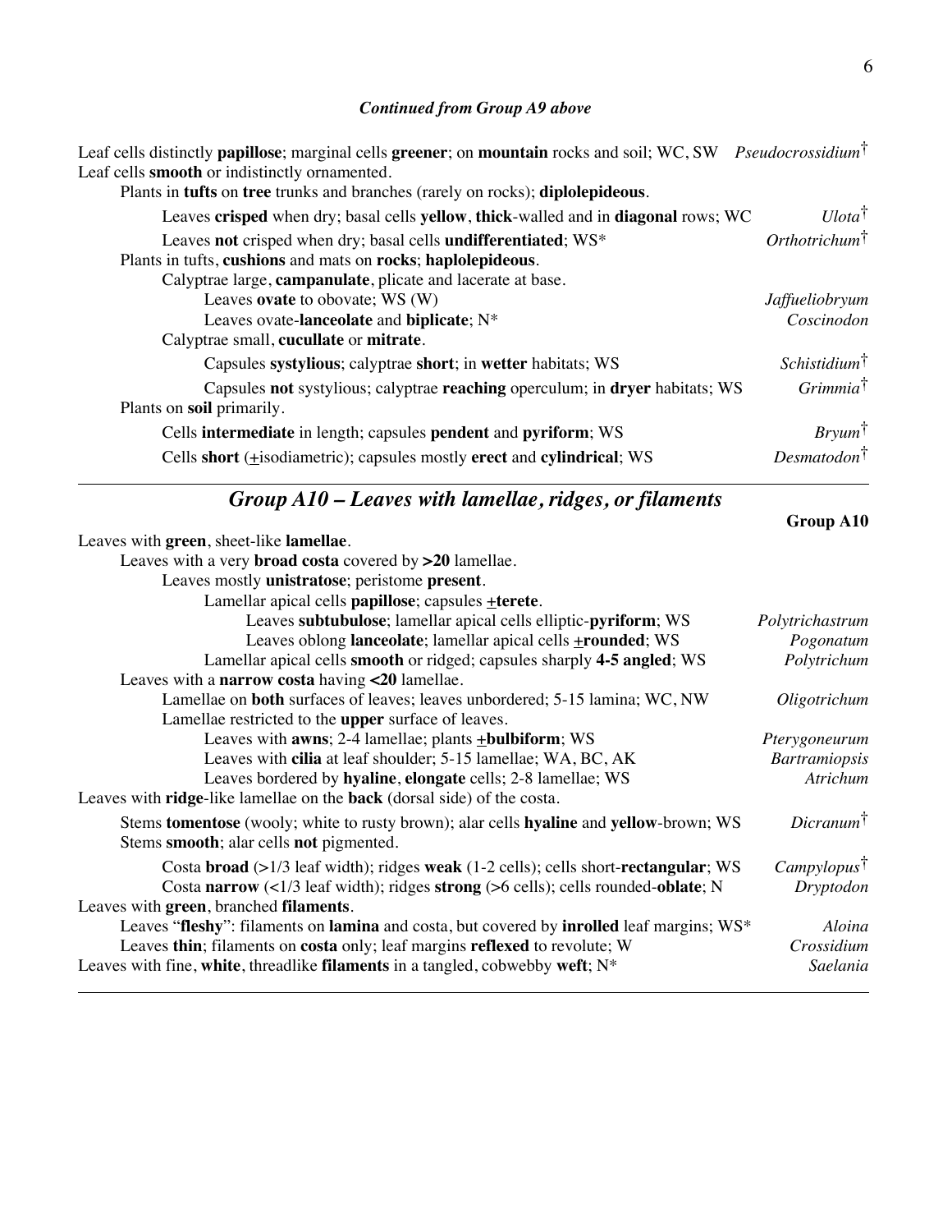***Continued from Group A9 above***

Leaf cells distinctly **papillose**; marginal cells **greener**; on **mountain** rocks and soil; WC, SW — *Pseudocrossidium*†
Leaf cells **smooth** or indistinctly ornamented.
- Plants in **tufts** on **tree** trunks and branches (rarely on rocks); **diplolepideous**.
  - Leaves **crisped** when dry; basal cells **yellow**, **thick**-walled and in **diagonal** rows; WC — *Ulota*†
  - Leaves **not** crisped when dry; basal cells **undifferentiated**; WS* — *Orthotrichum*†
- Plants in tufts, **cushions** and mats on **rocks**; **haplolepideous**.
  - Calyptrae large, **campanulate**, plicate and lacerate at base.
    - Leaves **ovate** to obovate; WS (W) — *Jaffueliobryum*
    - Leaves ovate-**lanceolate** and **biplicate**; N* — *Coscinodon*
  - Calyptrae small, **cucullate** or **mitrate**.
    - Capsules **systylious**; calyptrae **short**; in **wetter** habitats; WS — *Schistidium*†
    - Capsules **not** systylious; calyptrae **reaching** operculum; in **dryer** habitats; WS — *Grimmia*†
- Plants on **soil** primarily.
  - Cells **intermediate** in length; capsules **pendent** and **pyriform**; WS — *Bryum*†
  - Cells **short** (±isodiametric); capsules mostly **erect** and **cylindrical**; WS — *Desmatodon*†

---

## *Group A10 – Leaves with lamellae, ridges, or filaments*

**Group A10**

Leaves with **green**, sheet-like **lamellae**.
- Leaves with a very **broad costa** covered by **>20** lamellae.
  - Leaves mostly **unistratose**; peristome **present**.
    - Lamellar apical cells **papillose**; capsules ±**terete**.
      - Leaves **subtubulose**; lamellar apical cells elliptic-**pyriform**; WS — *Polytrichastrum*
      - Leaves oblong **lanceolate**; lamellar apical cells ±**rounded**; WS — *Pogonatum*
    - Lamellar apical cells **smooth** or ridged; capsules sharply **4-5 angled**; WS — *Polytrichum*
- Leaves with a **narrow costa** having **<20** lamellae.
  - Lamellae on **both** surfaces of leaves; leaves unbordered; 5-15 lamina; WC, NW — *Oligotrichum*
  - Lamellae restricted to the **upper** surface of leaves.
    - Leaves with **awns**; 2-4 lamellae; plants ±**bulbiform**; WS — *Pterygoneurum*
    - Leaves with **cilia** at leaf shoulder; 5-15 lamellae; WA, BC, AK — *Bartramiopsis*
    - Leaves bordered by **hyaline**, **elongate** cells; 2-8 lamellae; WS — *Atrichum*

Leaves with **ridge**-like lamellae on the **back** (dorsal side) of the costa.
- Stems **tomentose** (wooly; white to rusty brown); alar cells **hyaline** and **yellow**-brown; WS — *Dicranum*†
- Stems **smooth**; alar cells **not** pigmented.
  - Costa **broad** (>1/3 leaf width); ridges **weak** (1-2 cells); cells short-**rectangular**; WS — *Campylopus*†
  - Costa **narrow** (<1/3 leaf width); ridges **strong** (>6 cells); cells rounded-**oblate**; N — *Dryptodon*

Leaves with **green**, branched **filaments**.
- Leaves "**fleshy**": filaments on **lamina** and costa, but covered by **inrolled** leaf margins; WS* — *Aloina*
- Leaves **thin**; filaments on **costa** only; leaf margins **reflexed** to revolute; W — *Crossidium*

Leaves with fine, **white**, threadlike **filaments** in a tangled, cobwebby **weft**; N* — *Saelania*

---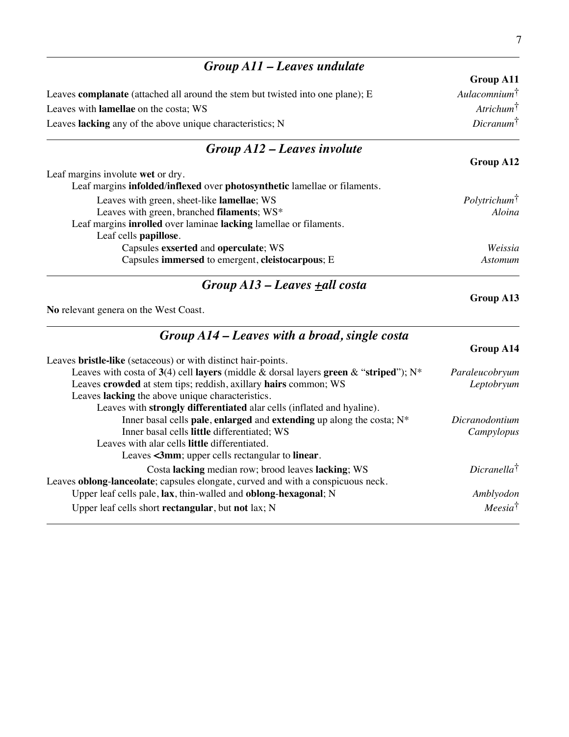## *Group A11 – Leaves undulate*

**Group A11**

Leaves **complanate** (attached all around the stem but twisted into one plane); E — *Aulacomnium*†

Leaves with **lamellae** on the costa; WS — *Atrichum*†

Leaves **lacking** any of the above unique characteristics; N — *Dicranum*†

## *Group A12 – Leaves involute*

**Group A12**

Leaf margins involute **wet** or dry.
- Leaf margins **infolded/inflexed** over **photosynthetic** lamellae or filaments.
  - Leaves with green, sheet-like **lamellae**; WS — *Polytrichum*†
  - Leaves with green, branched **filaments**; WS* — *Aloina*
- Leaf margins **inrolled** over laminae **lacking** lamellae or filaments.
  - Leaf cells **papillose**.
    - Capsules **exserted** and **operculate**; WS — *Weissia*
    - Capsules **immersed** to emergent, **cleistocarpous**; E — *Astomum*

## *Group A13 – Leaves ±all costa*

**Group A13**

**No** relevant genera on the West Coast.

## *Group A14 – Leaves with a broad, single costa*

**Group A14**

Leaves **bristle-like** (setaceous) or with distinct hair-points.
- Leaves with costa of **3**(4) cell **layers** (middle & dorsal layers **green** & "**striped**"); N* — *Paraleucobryum*
- Leaves **crowded** at stem tips; reddish, axillary **hairs** common; WS — *Leptobryum*
- Leaves **lacking** the above unique characteristics.
  - Leaves with **strongly differentiated** alar cells (inflated and hyaline).
    - Inner basal cells **pale**, **enlarged** and **extending** up along the costa; N* — *Dicranodontium*
    - Inner basal cells **little** differentiated; WS — *Campylopus*
  - Leaves with alar cells **little** differentiated.
    - Leaves **<3mm**; upper cells rectangular to **linear**.
      - Costa **lacking** median row; brood leaves **lacking**; WS — *Dicranella*†

Leaves **oblong**-**lanceolate**; capsules elongate, curved and with a conspicuous neck.
- Upper leaf cells pale, **lax**, thin-walled and **oblong**-**hexagonal**; N — *Amblyodon*
- Upper leaf cells short **rectangular**, but **not** lax; N — *Meesia*†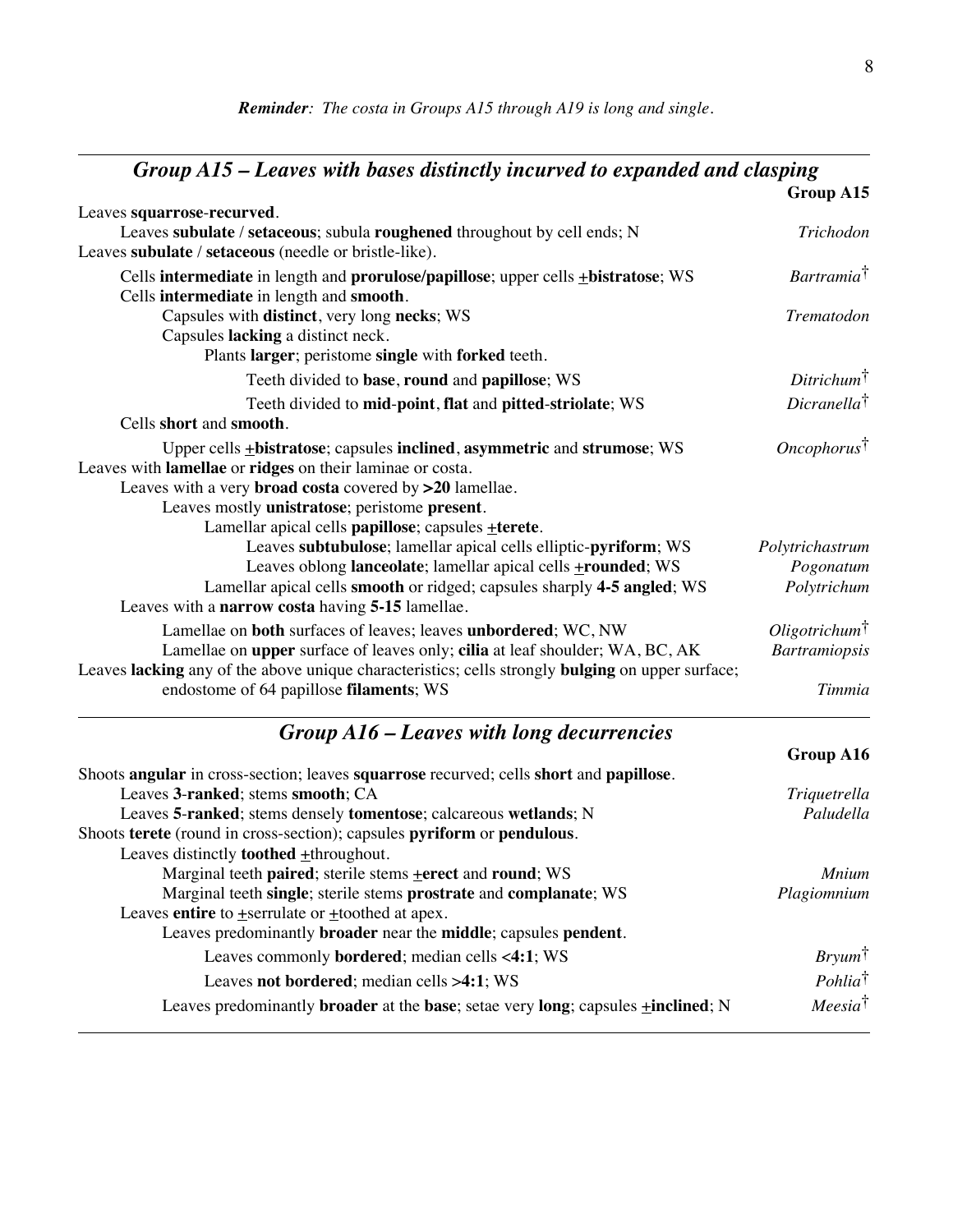*Reminder: The costa in Groups A15 through A19 is long and single.*

## *Group A15 – Leaves with bases distinctly incurved to expanded and clasping*

**Group A15**

Leaves **squarrose**-**recurved**.
  Leaves **subulate** / **setaceous**; subula **roughened** throughout by cell ends; N — *Trichodon*
Leaves **subulate** / **setaceous** (needle or bristle-like).
  Cells **intermediate** in length and **prorulose/papillose**; upper cells ±**bistratose**; WS — *Bartramia*†
  Cells **intermediate** in length and **smooth**.
    Capsules with **distinct**, very long **necks**; WS — *Trematodon*
    Capsules **lacking** a distinct neck.
      Plants **larger**; peristome **single** with **forked** teeth.
        Teeth divided to **base**, **round** and **papillose**; WS — *Ditrichum*†
        Teeth divided to **mid**-**point**, **flat** and **pitted**-**striolate**; WS — *Dicranella*†
  Cells **short** and **smooth**.
    Upper cells ±**bistratose**; capsules **inclined**, **asymmetric** and **strumose**; WS — *Oncophorus*†
Leaves with **lamellae** or **ridges** on their laminae or costa.
  Leaves with a very **broad costa** covered by **>20** lamellae.
    Leaves mostly **unistratose**; peristome **present**.
      Lamellar apical cells **papillose**; capsules ±**terete**.
        Leaves **subtubulose**; lamellar apical cells elliptic-**pyriform**; WS — *Polytrichastrum*
        Leaves oblong **lanceolate**; lamellar apical cells ±**rounded**; WS — *Pogonatum*
      Lamellar apical cells **smooth** or ridged; capsules sharply **4-5 angled**; WS — *Polytrichum*
  Leaves with a **narrow costa** having **5-15** lamellae.
    Lamellae on **both** surfaces of leaves; leaves **unbordered**; WC, NW — *Oligotrichum*†
    Lamellae on **upper** surface of leaves only; **cilia** at leaf shoulder; WA, BC, AK — *Bartramiopsis*
Leaves **lacking** any of the above unique characteristics; cells strongly **bulging** on upper surface; endostome of 64 papillose **filaments**; WS — *Timmia*

## *Group A16 – Leaves with long decurrencies*

**Group A16**

Shoots **angular** in cross-section; leaves **squarrose** recurved; cells **short** and **papillose**.
  Leaves **3**-**ranked**; stems **smooth**; CA — *Triquetrella*
  Leaves **5**-**ranked**; stems densely **tomentose**; calcareous **wetlands**; N — *Paludella*
Shoots **terete** (round in cross-section); capsules **pyriform** or **pendulous**.
  Leaves distinctly **toothed** ±throughout.
    Marginal teeth **paired**; sterile stems ±**erect** and **round**; WS — *Mnium*
    Marginal teeth **single**; sterile stems **prostrate** and **complanate**; WS — *Plagiomnium*
  Leaves **entire** to ±serrulate or ±toothed at apex.
    Leaves predominantly **broader** near the **middle**; capsules **pendent**.
      Leaves commonly **bordered**; median cells **<4:1**; WS — *Bryum*†
      Leaves **not bordered**; median cells **>4:1**; WS — *Pohlia*†
    Leaves predominantly **broader** at the **base**; setae very **long**; capsules ±**inclined**; N — *Meesia*†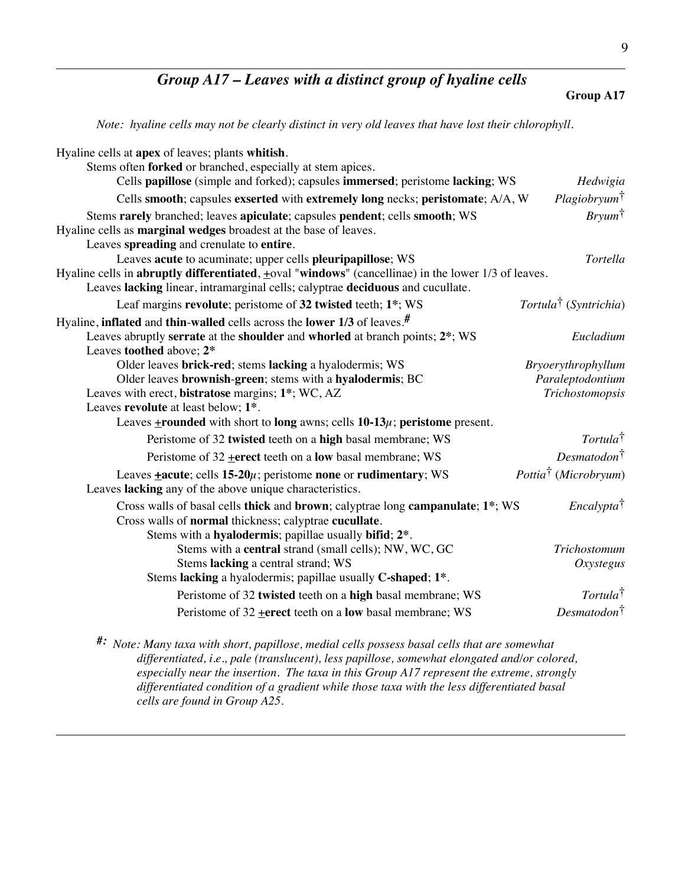## *Group A17 – Leaves with a distinct group of hyaline cells*

**Group A17**

*Note: hyaline cells may not be clearly distinct in very old leaves that have lost their chlorophyll.*

Hyaline cells at **apex** of leaves; plants **whitish**.
- Stems often **forked** or branched, especially at stem apices.
  - Cells **papillose** (simple and forked); capsules **immersed**; peristome **lacking**; WS — *Hedwigia*
  - Cells **smooth**; capsules **exserted** with **extremely long** necks; **peristomate**; A/A, W — *Plagiobryum*†
- Stems **rarely** branched; leaves **apiculate**; capsules **pendent**; cells **smooth**; WS — *Bryum*†

Hyaline cells as **marginal wedges** broadest at the base of leaves.
- Leaves **spreading** and crenulate to **entire**.
  - Leaves **acute** to acuminate; upper cells **pleuripapillose**; WS — *Tortella*

Hyaline cells in **abruptly differentiated**, ±oval "**windows**" (cancellinae) in the lower 1/3 of leaves.
- Leaves **lacking** linear, intramarginal cells; calyptrae **deciduous** and cucullate.
  - Leaf margins **revolute**; peristome of **32 twisted** teeth; **1***; WS — *Tortula*† (*Syntrichia*)

Hyaline, **inflated** and **thin**-walled cells across the **lower 1/3** of leaves.**#**
- Leaves abruptly **serrate** at the **shoulder** and **whorled** at branch points; **2***; WS — *Eucladium*
- Leaves **toothed** above; **2***
  - Older leaves **brick-red**; stems **lacking** a hyalodermis; WS — *Bryoerythrophyllum*
  - Older leaves **brownish**-**green**; stems with a **hyalodermis**; BC — *Paraleptodontium*
- Leaves with erect, **bistratose** margins; **1***; WC, AZ — *Trichostomopsis*
- Leaves **revolute** at least below; **1***.
  - Leaves **±rounded** with short to **long** awns; cells **10-13**$\mu$; **peristome** present.
    - Peristome of 32 **twisted** teeth on a **high** basal membrane; WS — *Tortula*†
    - Peristome of 32 **±erect** teeth on a **low** basal membrane; WS — *Desmatodon*†
  - Leaves **±acute**; cells **15-20**$\mu$; peristome **none** or **rudimentary**; WS — *Pottia*† (*Microbryum*)
- Leaves **lacking** any of the above unique characteristics.
  - Cross walls of basal cells **thick** and **brown**; calyptrae long **campanulate**; **1***; WS — *Encalypta*†
  - Cross walls of **normal** thickness; calyptrae **cucullate**.
    - Stems with a **hyalodermis**; papillae usually **bifid**; **2***.
      - Stems with a **central** strand (small cells); NW, WC, GC — *Trichostomum*
      - Stems **lacking** a central strand; WS — *Oxystegus*
    - Stems **lacking** a hyalodermis; papillae usually **C-shaped**; **1***.
      - Peristome of 32 **twisted** teeth on a **high** basal membrane; WS — *Tortula*†
      - Peristome of 32 **±erect** teeth on a **low** basal membrane; WS — *Desmatodon*†

***#:*** *Note: Many taxa with short, papillose, medial cells possess basal cells that are somewhat differentiated, i.e., pale (translucent), less papillose, somewhat elongated and/or colored, especially near the insertion. The taxa in this Group A17 represent the extreme, strongly differentiated condition of a gradient while those taxa with the less differentiated basal cells are found in Group A25.*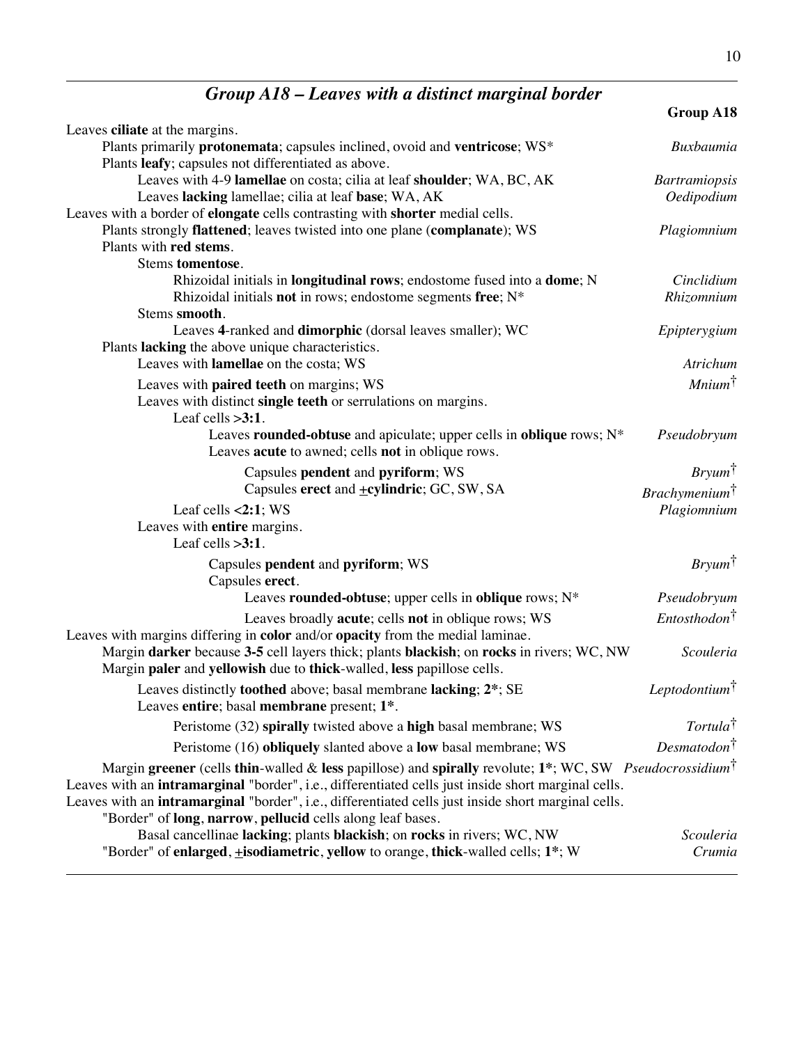## *Group A18 – Leaves with a distinct marginal border*

| | **Group A18** |
|---|---|
| Leaves **ciliate** at the margins. | |
| Plants primarily **protonemata**; capsules inclined, ovoid and **ventricose**; WS* | *Buxbaumia* |
| Plants **leafy**; capsules not differentiated as above. | |
| Leaves with 4-9 **lamellae** on costa; cilia at leaf **shoulder**; WA, BC, AK | *Bartramiopsis* |
| Leaves **lacking** lamellae; cilia at leaf **base**; WA, AK | *Oedipodium* |
| Leaves with a border of **elongate** cells contrasting with **shorter** medial cells. | |
| Plants strongly **flattened**; leaves twisted into one plane (**complanate**); WS | *Plagiomnium* |
| Plants with **red stems**. | |
| Stems **tomentose**. | |
| Rhizoidal initials in **longitudinal rows**; endostome fused into a **dome**; N | *Cinclidium* |
| Rhizoidal initials **not** in rows; endostome segments **free**; N* | *Rhizomnium* |
| Stems **smooth**. | |
| Leaves **4**-ranked and **dimorphic** (dorsal leaves smaller); WC | *Epipterygium* |
| Plants **lacking** the above unique characteristics. | |
| Leaves with **lamellae** on the costa; WS | *Atrichum* |
| Leaves with **paired teeth** on margins; WS | *Mnium*† |
| Leaves with distinct **single teeth** or serrulations on margins. | |
| Leaf cells **>3:1**. | |
| Leaves **rounded-obtuse** and apiculate; upper cells in **oblique** rows; N* | *Pseudobryum* |
| Leaves **acute** to awned; cells **not** in oblique rows. | |
| Capsules **pendent** and **pyriform**; WS | *Bryum*† |
| Capsules **erect** and **±cylindric**; GC, SW, SA | *Brachymenium*† |
| Leaf cells **<2:1**; WS | *Plagiomnium* |
| Leaves with **entire** margins. | |
| Leaf cells **>3:1**. | |
| Capsules **pendent** and **pyriform**; WS | *Bryum*† |
| Capsules **erect**. | |
| Leaves **rounded-obtuse**; upper cells in **oblique** rows; N* | *Pseudobryum* |
| Leaves broadly **acute**; cells **not** in oblique rows; WS | *Entosthodon*† |
| Leaves with margins differing in **color** and/or **opacity** from the medial laminae. | |
| Margin **darker** because **3-5** cell layers thick; plants **blackish**; on **rocks** in rivers; WC, NW | *Scouleria* |
| Margin **paler** and **yellowish** due to **thick**-walled, **less** papillose cells. | |
| Leaves distinctly **toothed** above; basal membrane **lacking**; **2***; SE | *Leptodontium*† |
| Leaves **entire**; basal **membrane** present; **1***. | |
| Peristome (32) **spirally** twisted above a **high** basal membrane; WS | *Tortula*† |
| Peristome (16) **obliquely** slanted above a **low** basal membrane; WS | *Desmatodon*† |
| Margin **greener** (cells **thin**-walled & **less** papillose) and **spirally** revolute; **1***; WC, SW | *Pseudocrossidium*† |
| Leaves with an **intramarginal** "border", i.e., differentiated cells just inside short marginal cells. | |
| Leaves with an **intramarginal** "border", i.e., differentiated cells just inside short marginal cells. | |
| "Border" of **long**, **narrow**, **pellucid** cells along leaf bases. | |
| Basal cancellinae **lacking**; plants **blackish**; on **rocks** in rivers; WC, NW | *Scouleria* |
| "Border" of **enlarged**, **±isodiametric**, **yellow** to orange, **thick**-walled cells; **1***; W | *Crumia* |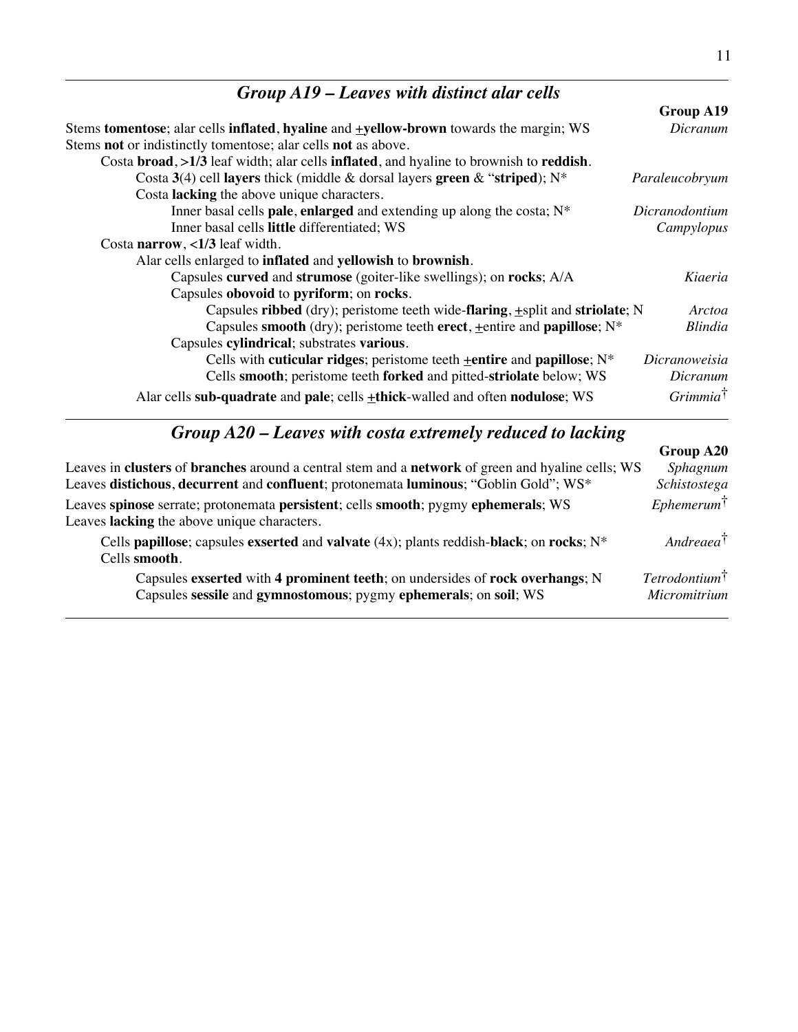## *Group A19 – Leaves with distinct alar cells*

| | Group A19 |
|---|---|
| Stems **tomentose**; alar cells **inflated**, **hyaline** and **±yellow-brown** towards the margin; WS | *Dicranum* |
| Stems **not** or indistinctly tomentose; alar cells **not** as above. | |
| &nbsp;&nbsp;&nbsp;&nbsp;Costa **broad**, **>1/3** leaf width; alar cells **inflated**, and hyaline to brownish to **reddish**. | |
| &nbsp;&nbsp;&nbsp;&nbsp;&nbsp;&nbsp;&nbsp;&nbsp;Costa **3**(4) cell **layers** thick (middle & dorsal layers **green** & "**striped**); N* | *Paraleucobryum* |
| &nbsp;&nbsp;&nbsp;&nbsp;&nbsp;&nbsp;&nbsp;&nbsp;Costa **lacking** the above unique characters. | |
| &nbsp;&nbsp;&nbsp;&nbsp;&nbsp;&nbsp;&nbsp;&nbsp;&nbsp;&nbsp;&nbsp;&nbsp;Inner basal cells **pale**, **enlarged** and extending up along the costa; N* | *Dicranodontium* |
| &nbsp;&nbsp;&nbsp;&nbsp;&nbsp;&nbsp;&nbsp;&nbsp;&nbsp;&nbsp;&nbsp;&nbsp;Inner basal cells **little** differentiated; WS | *Campylopus* |
| &nbsp;&nbsp;&nbsp;&nbsp;Costa **narrow**, **<1/3** leaf width. | |
| &nbsp;&nbsp;&nbsp;&nbsp;&nbsp;&nbsp;&nbsp;&nbsp;Alar cells enlarged to **inflated** and **yellowish** to **brownish**. | |
| &nbsp;&nbsp;&nbsp;&nbsp;&nbsp;&nbsp;&nbsp;&nbsp;&nbsp;&nbsp;&nbsp;&nbsp;Capsules **curved** and **strumose** (goiter-like swellings); on **rocks**; A/A | *Kiaeria* |
| &nbsp;&nbsp;&nbsp;&nbsp;&nbsp;&nbsp;&nbsp;&nbsp;&nbsp;&nbsp;&nbsp;&nbsp;Capsules **obovoid** to **pyriform**; on **rocks**. | |
| &nbsp;&nbsp;&nbsp;&nbsp;&nbsp;&nbsp;&nbsp;&nbsp;&nbsp;&nbsp;&nbsp;&nbsp;&nbsp;&nbsp;&nbsp;&nbsp;Capsules **ribbed** (dry); peristome teeth wide-**flaring**, ±split and **striolate**; N | *Arctoa* |
| &nbsp;&nbsp;&nbsp;&nbsp;&nbsp;&nbsp;&nbsp;&nbsp;&nbsp;&nbsp;&nbsp;&nbsp;&nbsp;&nbsp;&nbsp;&nbsp;Capsules **smooth** (dry); peristome teeth **erect**, ±entire and **papillose**; N* | *Blindia* |
| &nbsp;&nbsp;&nbsp;&nbsp;&nbsp;&nbsp;&nbsp;&nbsp;&nbsp;&nbsp;&nbsp;&nbsp;Capsules **cylindrical**; substrates **various**. | |
| &nbsp;&nbsp;&nbsp;&nbsp;&nbsp;&nbsp;&nbsp;&nbsp;&nbsp;&nbsp;&nbsp;&nbsp;&nbsp;&nbsp;&nbsp;&nbsp;Cells with **cuticular ridges**; peristome teeth **±entire** and **papillose**; N* | *Dicranoweisia* |
| &nbsp;&nbsp;&nbsp;&nbsp;&nbsp;&nbsp;&nbsp;&nbsp;&nbsp;&nbsp;&nbsp;&nbsp;&nbsp;&nbsp;&nbsp;&nbsp;Cells **smooth**; peristome teeth **forked** and pitted-**striolate** below; WS | *Dicranum* |
| &nbsp;&nbsp;&nbsp;&nbsp;&nbsp;&nbsp;&nbsp;&nbsp;Alar cells **sub-quadrate** and **pale**; cells **±thick**-walled and often **nodulose**; WS | *Grimmia*† |

## *Group A20 – Leaves with costa extremely reduced to lacking*

| | Group A20 |
|---|---|
| Leaves in **clusters** of **branches** around a central stem and a **network** of green and hyaline cells; WS | *Sphagnum* |
| Leaves **distichous**, **decurrent** and **confluent**; protonemata **luminous**; "Goblin Gold"; WS* | *Schistostega* |
| Leaves **spinose** serrate; protonemata **persistent**; cells **smooth**; pygmy **ephemerals**; WS | *Ephemerum*† |
| Leaves **lacking** the above unique characters. | |
| &nbsp;&nbsp;&nbsp;&nbsp;Cells **papillose**; capsules **exserted** and **valvate** (4x); plants reddish-**black**; on **rocks**; N* | *Andreaea*† |
| &nbsp;&nbsp;&nbsp;&nbsp;Cells **smooth**. | |
| &nbsp;&nbsp;&nbsp;&nbsp;&nbsp;&nbsp;&nbsp;&nbsp;Capsules **exserted** with **4 prominent teeth**; on undersides of **rock overhangs**; N | *Tetrodontium*† |
| &nbsp;&nbsp;&nbsp;&nbsp;&nbsp;&nbsp;&nbsp;&nbsp;Capsules **sessile** and **gymnostomous**; pygmy **ephemerals**; on **soil**; WS | *Micromitrium* |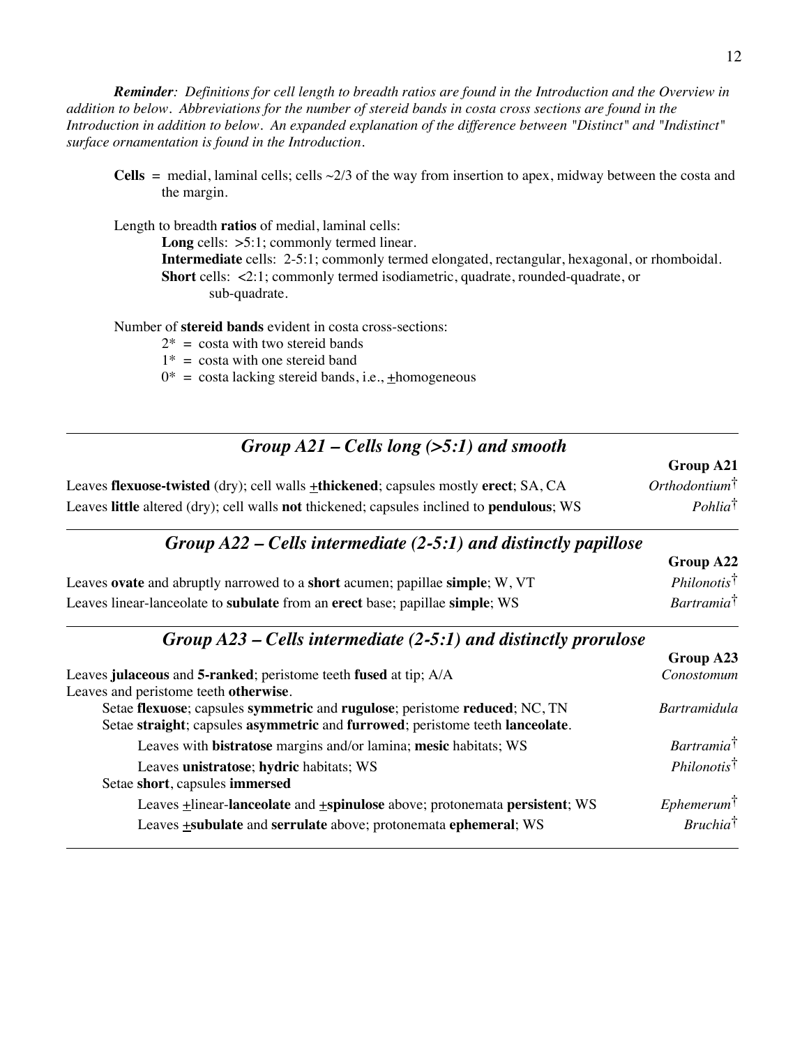***Reminder**: Definitions for cell length to breadth ratios are found in the Introduction and the Overview in addition to below. Abbreviations for the number of stereid bands in costa cross sections are found in the Introduction in addition to below. An expanded explanation of the difference between "Distinct" and "Indistinct" surface ornamentation is found in the Introduction.*

**Cells** = medial, laminal cells; cells ~2/3 of the way from insertion to apex, midway between the costa and the margin.

Length to breadth **ratios** of medial, laminal cells:

- **Long** cells: >5:1; commonly termed linear.
- **Intermediate** cells: 2-5:1; commonly termed elongated, rectangular, hexagonal, or rhomboidal.
- **Short** cells: <2:1; commonly termed isodiametric, quadrate, rounded-quadrate, or sub-quadrate.

Number of **stereid bands** evident in costa cross-sections:

- 2* = costa with two stereid bands
- 1* = costa with one stereid band
- 0* = costa lacking stereid bands, i.e., ±homogeneous

## *Group A21 – Cells long (>5:1) and smooth*

| | **Group A21** |
|---|---|
| Leaves **flexuose-twisted** (dry); cell walls ±**thickened**; capsules mostly **erect**; SA, CA | *Orthodontium*† |
| Leaves **little** altered (dry); cell walls **not** thickened; capsules inclined to **pendulous**; WS | *Pohlia*† |

## *Group A22 – Cells intermediate (2-5:1) and distinctly papillose*

| | **Group A22** |
|---|---|
| Leaves **ovate** and abruptly narrowed to a **short** acumen; papillae **simple**; W, VT | *Philonotis*† |
| Leaves linear-lanceolate to **subulate** from an **erect** base; papillae **simple**; WS | *Bartramia*† |

## *Group A23 – Cells intermediate (2-5:1) and distinctly prorulose*

| | **Group A23** |
|---|---|
| Leaves **julaceous** and **5-ranked**; peristome teeth **fused** at tip; A/A | *Conostomum* |
| Leaves and peristome teeth **otherwise**. | |
| Setae **flexuose**; capsules **symmetric** and **rugulose**; peristome **reduced**; NC, TN | *Bartramidula* |
| Setae **straight**; capsules **asymmetric** and **furrowed**; peristome teeth **lanceolate**. | |
| Leaves with **bistratose** margins and/or lamina; **mesic** habitats; WS | *Bartramia*† |
| Leaves **unistratose**; **hydric** habitats; WS | *Philonotis*† |
| Setae **short**, capsules **immersed** | |
| Leaves ±linear-**lanceolate** and ±**spinulose** above; protonemata **persistent**; WS | *Ephemerum*† |
| Leaves ±**subulate** and **serrulate** above; protonemata **ephemeral**; WS | *Bruchia*† |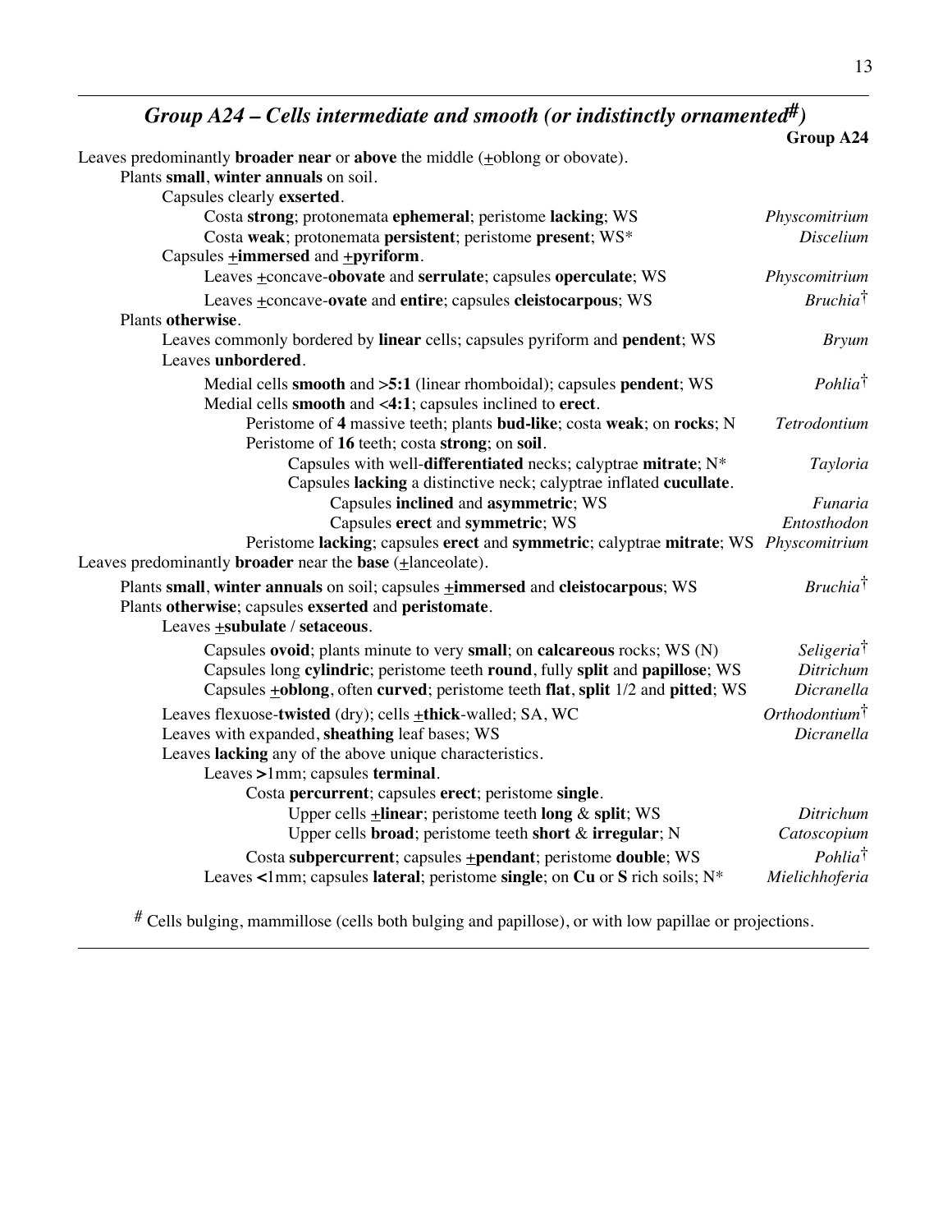## *Group A24 – Cells intermediate and smooth (or indistinctly ornamented#)*

**Group A24**

Leaves predominantly **broader near** or **above** the middle (±oblong or obovate).
- Plants **small**, **winter annuals** on soil.
  - Capsules clearly **exserted**.
    - Costa **strong**; protonemata **ephemeral**; peristome **lacking**; WS — *Physcomitrium*
    - Costa **weak**; protonemata **persistent**; peristome **present**; WS* — *Discelium*
  - Capsules ±**immersed** and ±**pyriform**.
    - Leaves ±concave-**obovate** and **serrulate**; capsules **operculate**; WS — *Physcomitrium*
    - Leaves ±concave-**ovate** and **entire**; capsules **cleistocarpous**; WS — *Bruchia*†
- Plants **otherwise**.
  - Leaves commonly bordered by **linear** cells; capsules pyriform and **pendent**; WS — *Bryum*
  - Leaves **unbordered**.
    - Medial cells **smooth** and **>5:1** (linear rhomboidal); capsules **pendent**; WS — *Pohlia*†
    - Medial cells **smooth** and **<4:1**; capsules inclined to **erect**.
      - Peristome of **4** massive teeth; plants **bud-like**; costa **weak**; on **rocks**; N — *Tetrodontium*
      - Peristome of **16** teeth; costa **strong**; on **soil**.
        - Capsules with well-**differentiated** necks; calyptrae **mitrate**; N* — *Tayloria*
        - Capsules **lacking** a distinctive neck; calyptrae inflated **cucullate**.
          - Capsules **inclined** and **asymmetric**; WS — *Funaria*
          - Capsules **erect** and **symmetric**; WS — *Entosthodon*
      - Peristome **lacking**; capsules **erect** and **symmetric**; calyptrae **mitrate**; WS — *Physcomitrium*

Leaves predominantly **broader** near the **base** (±lanceolate).
- Plants **small**, **winter annuals** on soil; capsules ±**immersed** and **cleistocarpous**; WS — *Bruchia*†
- Plants **otherwise**; capsules **exserted** and **peristomate**.
  - Leaves ±**subulate** / **setaceous**.
    - Capsules **ovoid**; plants minute to very **small**; on **calcareous** rocks; WS (N) — *Seligeria*†
    - Capsules long **cylindric**; peristome teeth **round**, fully **split** and **papillose**; WS — *Ditrichum*
    - Capsules ±**oblong**, often **curved**; peristome teeth **flat**, **split** 1/2 and **pitted**; WS — *Dicranella*
  - Leaves flexuose-**twisted** (dry); cells ±**thick**-walled; SA, WC — *Orthodontium*†
  - Leaves with expanded, **sheathing** leaf bases; WS — *Dicranella*
  - Leaves **lacking** any of the above unique characteristics.
    - Leaves **>**1mm; capsules **terminal**.
      - Costa **percurrent**; capsules **erect**; peristome **single**.
        - Upper cells ±**linear**; peristome teeth **long** & **split**; WS — *Ditrichum*
        - Upper cells **broad**; peristome teeth **short** & **irregular**; N — *Catoscopium*
      - Costa **subpercurrent**; capsules ±**pendant**; peristome **double**; WS — *Pohlia*†
    - Leaves **<**1mm; capsules **lateral**; peristome **single**; on **Cu** or **S** rich soils; N* — *Mielichhoferia*

# Cells bulging, mammillose (cells both bulging and papillose), or with low papillae or projections.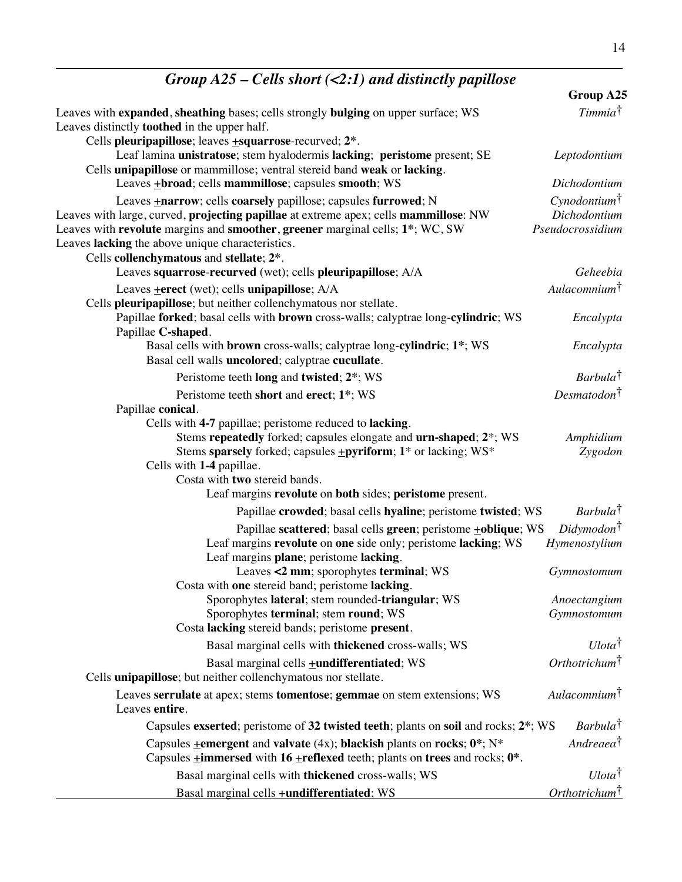## *Group A25 – Cells short (<2:1) and distinctly papillose*

**Group A25**

- Leaves with **expanded**, **sheathing** bases; cells strongly **bulging** on upper surface; WS — *Timmia*†
- Leaves distinctly **toothed** in the upper half.
  - Cells **pleuripapillose**; leaves ±**squarrose**-recurved; **2***.
    - Leaf lamina **unistratose**; stem hyalodermis **lacking**; **peristome** present; SE — *Leptodontium*
  - Cells **unipapillose** or mammillose; ventral stereid band **weak** or **lacking**.
    - Leaves ±**broad**; cells **mammillose**; capsules **smooth**; WS — *Dichodontium*
    - Leaves ±**narrow**; cells **coarsely** papillose; capsules **furrowed**; N — *Cynodontium*†
- Leaves with large, curved, **projecting papillae** at extreme apex; cells **mammillose**: NW — *Dichodontium*
- Leaves with **revolute** margins and **smoother**, **greener** marginal cells; **1***; WC, SW — *Pseudocrossidium*
- Leaves **lacking** the above unique characteristics.
  - Cells **collenchymatous** and **stellate**; **2***.
    - Leaves **squarrose**-**recurved** (wet); cells **pleuripapillose**; A/A — *Geheebia*
    - Leaves ±**erect** (wet); cells **unipapillose**; A/A — *Aulacomnium*†
  - Cells **pleuripapillose**; but neither collenchymatous nor stellate.
    - Papillae **forked**; basal cells with **brown** cross-walls; calyptrae long-**cylindric**; WS — *Encalypta*
    - Papillae **C-shaped**.
      - Basal cells with **brown** cross-walls; calyptrae long-**cylindric**; **1***; WS — *Encalypta*
      - Basal cell walls **uncolored**; calyptrae **cucullate**.
        - Peristome teeth **long** and **twisted**; **2***; WS — *Barbula*†
        - Peristome teeth **short** and **erect**; **1***; WS — *Desmatodon*†
    - Papillae **conical**.
      - Cells with **4-7** papillae; peristome reduced to **lacking**.
        - Stems **repeatedly** forked; capsules elongate and **urn-shaped**; **2***; WS — *Amphidium*
        - Stems **sparsely** forked; capsules ±**pyriform**; **1*** or lacking; WS* — *Zygodon*
      - Cells with **1-4** papillae.
        - Costa with **two** stereid bands.
          - Leaf margins **revolute** on **both** sides; **peristome** present.
            - Papillae **crowded**; basal cells **hyaline**; peristome **twisted**; WS — *Barbula*†
            - Papillae **scattered**; basal cells **green**; peristome ±**oblique**; WS — *Didymodon*†
          - Leaf margins **revolute** on **one** side only; peristome **lacking**; WS — *Hymenostylium*
          - Leaf margins **plane**; peristome **lacking**.
            - Leaves **<2 mm**; sporophytes **terminal**; WS — *Gymnostomum*
        - Costa with **one** stereid band; peristome **lacking**.
          - Sporophytes **lateral**; stem rounded-**triangular**; WS — *Anoectangium*
          - Sporophytes **terminal**; stem **round**; WS — *Gymnostomum*
        - Costa **lacking** stereid bands; peristome **present**.
          - Basal marginal cells with **thickened** cross-walls; WS — *Ulota*†
          - Basal marginal cells ±**undifferentiated**; WS — *Orthotrichum*†
  - Cells **unipapillose**; but neither collenchymatous nor stellate.
    - Leaves **serrulate** at apex; stems **tomentose**; **gemmae** on stem extensions; WS — *Aulacomnium*†
    - Leaves **entire**.
      - Capsules **exserted**; peristome of **32 twisted teeth**; plants on **soil** and rocks; **2***; WS — *Barbula*†
      - Capsules ±**emergent** and **valvate** (4x); **blackish** plants on **rocks**; **0***; N* — *Andreaea*†
      - Capsules ±**immersed** with **16** ±**reflexed** teeth; plants on **trees** and rocks; **0***.
        - Basal marginal cells with **thickened** cross-walls; WS — *Ulota*†
        - Basal marginal cells +**undifferentiated**; WS — *Orthotrichum*†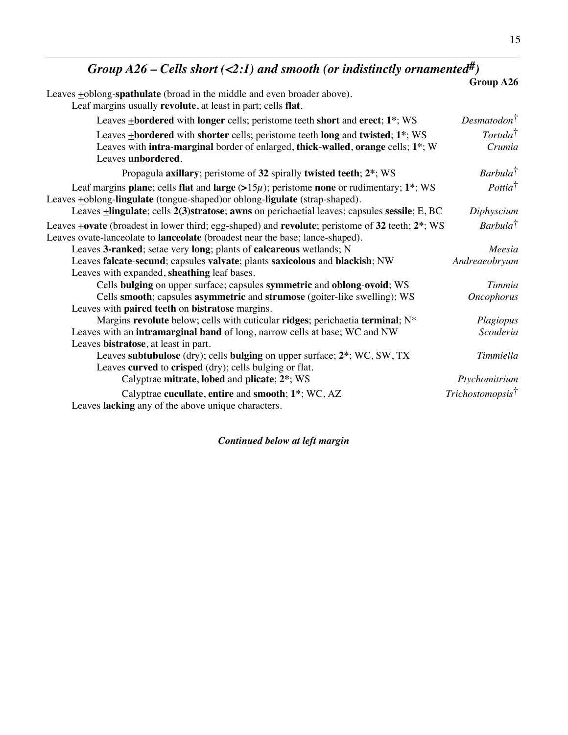## *Group A26 – Cells short (<2:1) and smooth (or indistinctly ornamented[#])*

**Group A26**

Leaves ±oblong-**spathulate** (broad in the middle and even broader above).

Leaf margins usually **revolute**, at least in part; cells **flat**.

- Leaves **±bordered** with **longer** cells; peristome teeth **short** and **erect**; **1***; WS — *Desmatodon*[†]
- Leaves **±bordered** with **shorter** cells; peristome teeth **long** and **twisted**; **1***; WS — *Tortula*[†]
- Leaves with **intra**-**marginal** border of enlarged, **thick**-**walled**, **orange** cells; **1***; W — *Crumia*
- Leaves **unbordered**.
  - Propagula **axillary**; peristome of **32** spirally **twisted teeth**; **2***; WS — *Barbula*[†]

Leaf margins **plane**; cells **flat** and **large** (**>**15$\mu$); peristome **none** or rudimentary; **1***; WS — *Pottia*[†]

Leaves ±oblong-**lingulate** (tongue-shaped)or oblong-**ligulate** (strap-shaped).

- Leaves **±lingulate**; cells **2(3)stratose**; **awns** on perichaetial leaves; capsules **sessile**; E, BC — *Diphyscium*

Leaves **±ovate** (broadest in lower third; egg-shaped) and **revolute**; peristome of **32** teeth; **2***; WS — *Barbula*[†]

Leaves ovate-lanceolate to **lanceolate** (broadest near the base; lance-shaped).

- Leaves **3-ranked**; setae very **long**; plants of **calcareous** wetlands; N — *Meesia*
- Leaves **falcate**-**secund**; capsules **valvate**; plants **saxicolous** and **blackish**; NW — *Andreaeobryum*
- Leaves with expanded, **sheathing** leaf bases.
  - Cells **bulging** on upper surface; capsules **symmetric** and **oblong**-**ovoid**; WS — *Timmia*
  - Cells **smooth**; capsules **asymmetric** and **strumose** (goiter-like swelling); WS — *Oncophorus*
- Leaves with **paired teeth** on **bistratose** margins.
  - Margins **revolute** below; cells with cuticular **ridges**; perichaetia **terminal**; N* — *Plagiopus*
- Leaves with an **intramarginal band** of long, narrow cells at base; WC and NW — *Scouleria*
- Leaves **bistratose**, at least in part.
  - Leaves **subtubulose** (dry); cells **bulging** on upper surface; **2***; WC, SW, TX — *Timmiella*
  - Leaves **curved** to **crisped** (dry); cells bulging or flat.
    - Calyptrae **mitrate**, **lobed** and **plicate**; **2***; WS — *Ptychomitrium*
    - Calyptrae **cucullate**, **entire** and **smooth**; **1***; WC, AZ — *Trichostomopsis*[†]
- Leaves **lacking** any of the above unique characters.

***Continued below at left margin***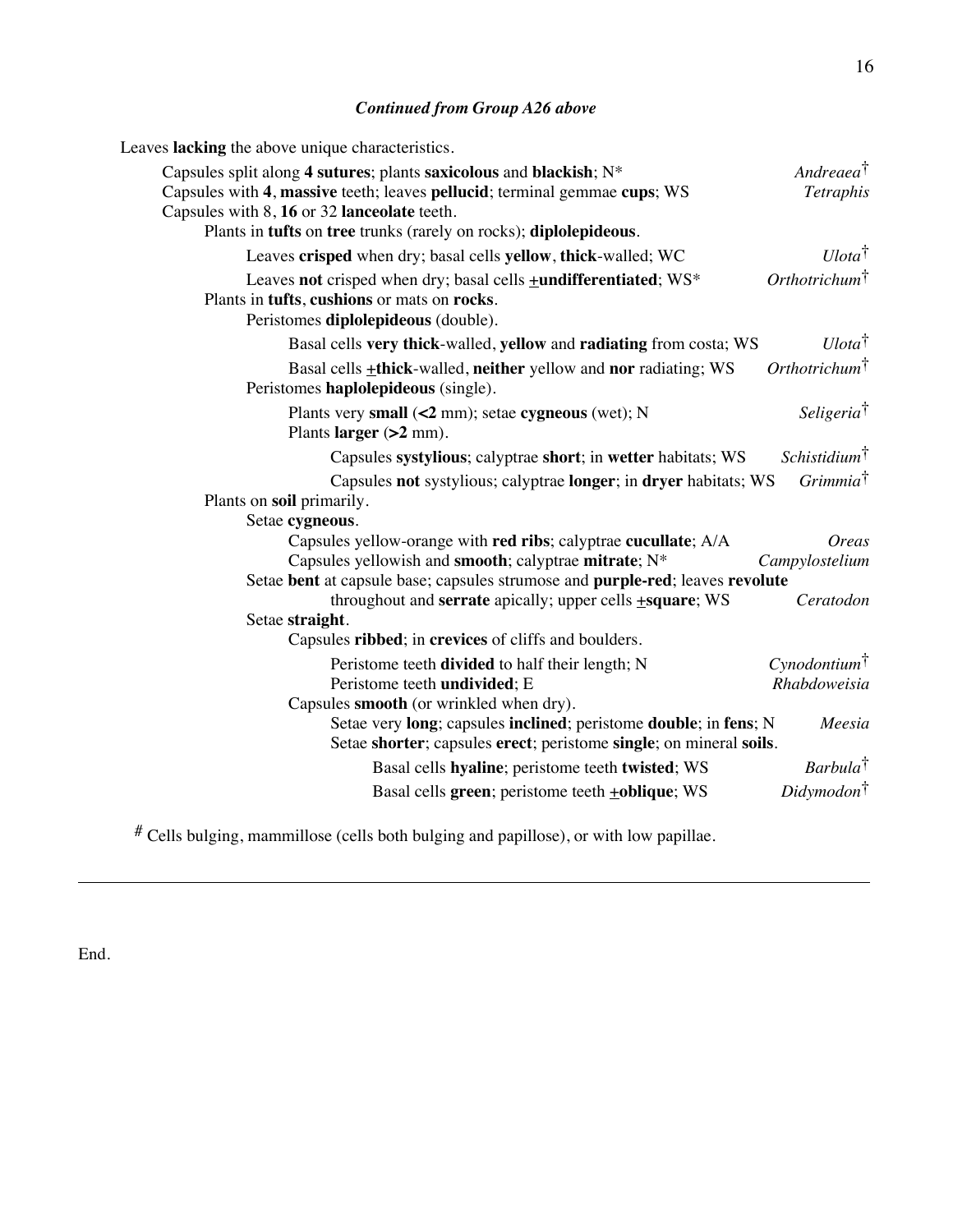***Continued from Group A26 above***

Leaves **lacking** the above unique characteristics.

- Capsules split along **4 sutures**; plants **saxicolous** and **blackish**; N* — *Andreaea*†
- Capsules with **4**, **massive** teeth; leaves **pellucid**; terminal gemmae **cups**; WS — *Tetraphis*
- Capsules with 8, **16** or 32 **lanceolate** teeth.
  - Plants in **tufts** on **tree** trunks (rarely on rocks); **diplolepideous**.
    - Leaves **crisped** when dry; basal cells **yellow**, **thick**-walled; WC — *Ulota*†
    - Leaves **not** crisped when dry; basal cells <u>+</u>**undifferentiated**; WS* — *Orthotrichum*†
  - Plants in **tufts**, **cushions** or mats on **rocks**.
    - Peristomes **diplolepideous** (double).
      - Basal cells **very thick**-walled, **yellow** and **radiating** from costa; WS — *Ulota*†
      - Basal cells <u>+</u>**thick**-walled, **neither** yellow and **nor** radiating; WS — *Orthotrichum*†
    - Peristomes **haplolepideous** (single).
      - Plants very **small** (**<2** mm); setae **cygneous** (wet); N — *Seligeria*†
      - Plants **larger** (**>2** mm).
        - Capsules **systylious**; calyptrae **short**; in **wetter** habitats; WS — *Schistidium*†
        - Capsules **not** systylious; calyptrae **longer**; in **dryer** habitats; WS — *Grimmia*†
  - Plants on **soil** primarily.
    - Setae **cygneous**.
      - Capsules yellow-orange with **red ribs**; calyptrae **cucullate**; A/A — *Oreas*
      - Capsules yellowish and **smooth**; calyptrae **mitrate**; N* — *Campylostelium*
    - Setae **bent** at capsule base; capsules strumose and **purple-red**; leaves **revolute** throughout and **serrate** apically; upper cells <u>+</u>**square**; WS — *Ceratodon*
    - Setae **straight**.
      - Capsules **ribbed**; in **crevices** of cliffs and boulders.
        - Peristome teeth **divided** to half their length; N — *Cynodontium*†
        - Peristome teeth **undivided**; E — *Rhabdoweisia*
      - Capsules **smooth** (or wrinkled when dry).
        - Setae very **long**; capsules **inclined**; peristome **double**; in **fens**; N — *Meesia*
        - Setae **shorter**; capsules **erect**; peristome **single**; on mineral **soils**.
          - Basal cells **hyaline**; peristome teeth **twisted**; WS — *Barbula*†
          - Basal cells **green**; peristome teeth <u>+</u>**oblique**; WS — *Didymodon*†

# Cells bulging, mammillose (cells both bulging and papillose), or with low papillae.

---

End.